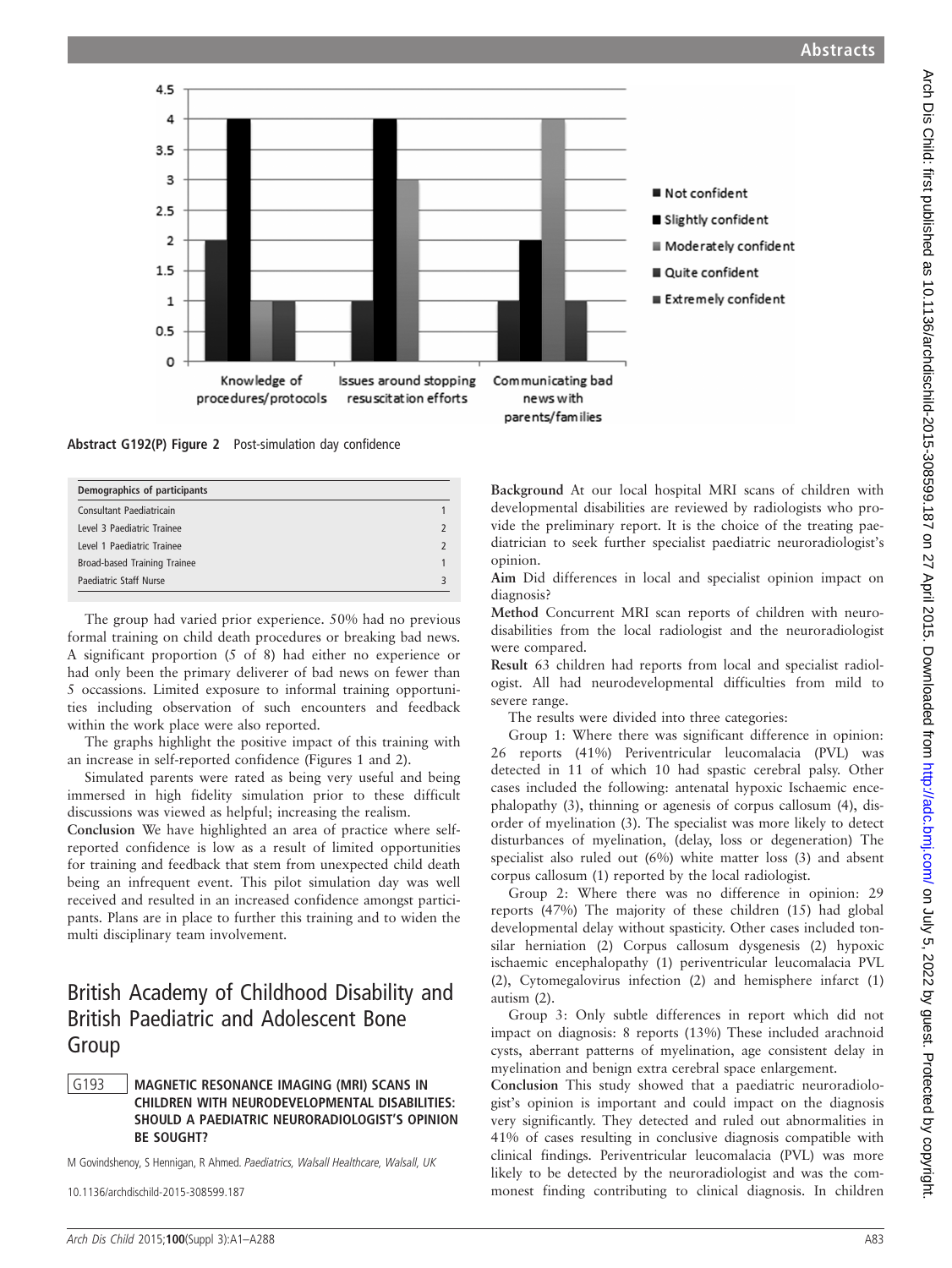Abstract G192(P) Figure 2 Post-simulation day confidence

| Demographics of participants | |
|---|---|
| Consultant Paediatricain | 1 |
| Level 3 Paediatric Trainee | 2 |
| Level 1 Paediatric Trainee | 2 |
| Broad-based Training Trainee | 1 |
| Paediatric Staff Nurse | 3 |

The group had varied prior experience. 50% had no previous formal training on child death procedures or breaking bad news. A significant proportion (5 of 8) had either no experience or had only been the primary deliverer of bad news on fewer than 5 occassions. Limited exposure to informal training opportunities including observation of such encounters and feedback within the work place were also reported.

The graphs highlight the positive impact of this training with an increase in self-reported confidence (Figures 1 and 2).

Simulated parents were rated as being very useful and being immersed in high fidelity simulation prior to these difficult discussions was viewed as helpful; increasing the realism.

**Conclusion** We have highlighted an area of practice where self-reported confidence is low as a result of limited opportunities for training and feedback that stem from unexpected child death being an infrequent event. This pilot simulation day was well received and resulted in an increased confidence amongst participants. Plans are in place to further this training and to widen the multi disciplinary team involvement.

# British Academy of Childhood Disability and British Paediatric and Adolescent Bone Group

## G193 MAGNETIC RESONANCE IMAGING (MRI) SCANS IN CHILDREN WITH NEURODEVELOPMENTAL DISABILITIES: SHOULD A PAEDIATRIC NEURORADIOLOGIST'S OPINION BE SOUGHT?

M Govindshenoy, S Hennigan, R Ahmed. *Paediatrics, Walsall Healthcare, Walsall, UK*

10.1136/archdischild-2015-308599.187

**Background** At our local hospital MRI scans of children with developmental disabilities are reviewed by radiologists who provide the preliminary report. It is the choice of the treating paediatrician to seek further specialist paediatric neuroradiologist's opinion.

**Aim** Did differences in local and specialist opinion impact on diagnosis?

**Method** Concurrent MRI scan reports of children with neurodisabilities from the local radiologist and the neuroradiologist were compared.

**Result** 63 children had reports from local and specialist radiologist. All had neurodevelopmental difficulties from mild to severe range.

The results were divided into three categories:

Group 1: Where there was significant difference in opinion: 26 reports (41%) Periventricular leucomalacia (PVL) was detected in 11 of which 10 had spastic cerebral palsy. Other cases included the following: antenatal hypoxic Ischaemic encephalopathy (3), thinning or agenesis of corpus callosum (4), disorder of myelination (3). The specialist was more likely to detect disturbances of myelination, (delay, loss or degeneration) The specialist also ruled out (6%) white matter loss (3) and absent corpus callosum (1) reported by the local radiologist.

Group 2: Where there was no difference in opinion: 29 reports (47%) The majority of these children (15) had global developmental delay without spasticity. Other cases included tonsilar herniation (2) Corpus callosum dysgenesis (2) hypoxic ischaemic encephalopathy (1) periventricular leucomalacia PVL (2), Cytomegalovirus infection (2) and hemisphere infarct (1) autism (2).

Group 3: Only subtle differences in report which did not impact on diagnosis: 8 reports (13%) These included arachnoid cysts, aberrant patterns of myelination, age consistent delay in myelination and benign extra cerebral space enlargement.

**Conclusion** This study showed that a paediatric neuroradiologist's opinion is important and could impact on the diagnosis very significantly. They detected and ruled out abnormalities in 41% of cases resulting in conclusive diagnosis compatible with clinical findings. Periventricular leucomalacia (PVL) was more likely to be detected by the neuroradiologist and was the commonest finding contributing to clinical diagnosis. In children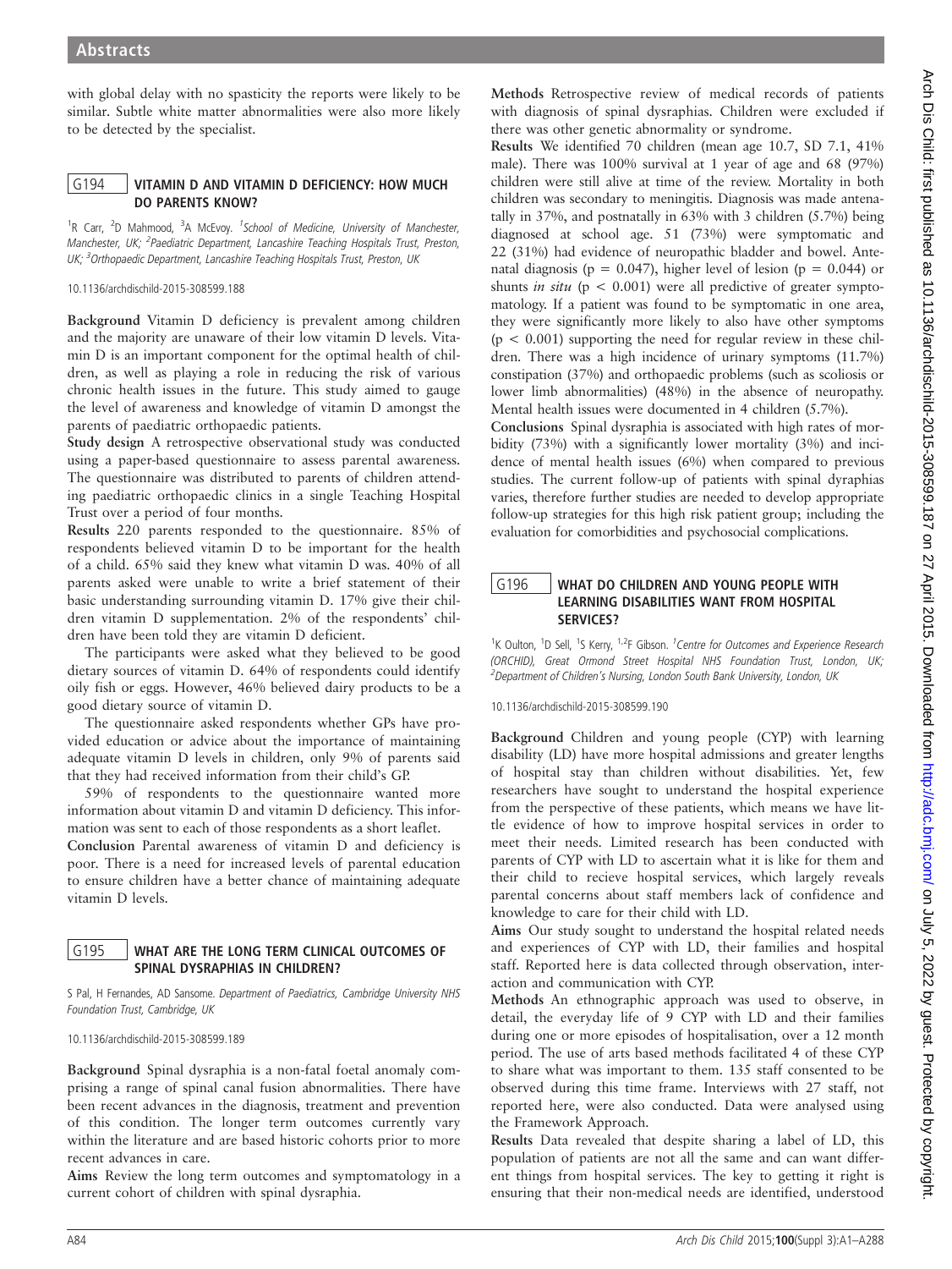with global delay with no spasticity the reports were likely to be similar. Subtle white matter abnormalities were also more likely to be detected by the specialist.

## G194 VITAMIN D AND VITAMIN D DEFICIENCY: HOW MUCH DO PARENTS KNOW?

[1]R Carr, [2]D Mahmood, [3]A McEvoy. [1]*School of Medicine, University of Manchester, Manchester, UK;* [2]*Paediatric Department, Lancashire Teaching Hospitals Trust, Preston, UK;* [3]*Orthopaedic Department, Lancashire Teaching Hospitals Trust, Preston, UK*

10.1136/archdischild-2015-308599.188

**Background** Vitamin D deficiency is prevalent among children and the majority are unaware of their low vitamin D levels. Vitamin D is an important component for the optimal health of children, as well as playing a role in reducing the risk of various chronic health issues in the future. This study aimed to gauge the level of awareness and knowledge of vitamin D amongst the parents of paediatric orthopaedic patients.

**Study design** A retrospective observational study was conducted using a paper-based questionnaire to assess parental awareness. The questionnaire was distributed to parents of children attending paediatric orthopaedic clinics in a single Teaching Hospital Trust over a period of four months.

**Results** 220 parents responded to the questionnaire. 85% of respondents believed vitamin D to be important for the health of a child. 65% said they knew what vitamin D was. 40% of all parents asked were unable to write a brief statement of their basic understanding surrounding vitamin D. 17% give their children vitamin D supplementation. 2% of the respondents' children have been told they are vitamin D deficient.

The participants were asked what they believed to be good dietary sources of vitamin D. 64% of respondents could identify oily fish or eggs. However, 46% believed dairy products to be a good dietary source of vitamin D.

The questionnaire asked respondents whether GPs have provided education or advice about the importance of maintaining adequate vitamin D levels in children, only 9% of parents said that they had received information from their child's GP.

59% of respondents to the questionnaire wanted more information about vitamin D and vitamin D deficiency. This information was sent to each of those respondents as a short leaflet.

**Conclusion** Parental awareness of vitamin D and deficiency is poor. There is a need for increased levels of parental education to ensure children have a better chance of maintaining adequate vitamin D levels.

## G195 WHAT ARE THE LONG TERM CLINICAL OUTCOMES OF SPINAL DYSRAPHIAS IN CHILDREN?

S Pal, H Fernandes, AD Sansome. *Department of Paediatrics, Cambridge University NHS Foundation Trust, Cambridge, UK*

10.1136/archdischild-2015-308599.189

**Background** Spinal dysraphia is a non-fatal foetal anomaly comprising a range of spinal canal fusion abnormalities. There have been recent advances in the diagnosis, treatment and prevention of this condition. The longer term outcomes currently vary within the literature and are based historic cohorts prior to more recent advances in care.

**Aims** Review the long term outcomes and symptomatology in a current cohort of children with spinal dysraphia.

**Methods** Retrospective review of medical records of patients with diagnosis of spinal dysraphias. Children were excluded if there was other genetic abnormality or syndrome.

**Results** We identified 70 children (mean age 10.7, SD 7.1, 41% male). There was 100% survival at 1 year of age and 68 (97%) children were still alive at time of the review. Mortality in both children was secondary to meningitis. Diagnosis was made antenatally in 37%, and postnatally in 63% with 3 children (5.7%) being diagnosed at school age. 51 (73%) were symptomatic and 22 (31%) had evidence of neuropathic bladder and bowel. Antenatal diagnosis ($p = 0.047$), higher level of lesion ($p = 0.044$) or shunts *in situ* ($p < 0.001$) were all predictive of greater symptomatology. If a patient was found to be symptomatic in one area, they were significantly more likely to also have other symptoms ($p < 0.001$) supporting the need for regular review in these children. There was a high incidence of urinary symptoms (11.7%) constipation (37%) and orthopaedic problems (such as scoliosis or lower limb abnormalities) (48%) in the absence of neuropathy. Mental health issues were documented in 4 children (5.7%).

**Conclusions** Spinal dysraphia is associated with high rates of morbidity (73%) with a significantly lower mortality (3%) and incidence of mental health issues (6%) when compared to previous studies. The current follow-up of patients with spinal dyraphias varies, therefore further studies are needed to develop appropriate follow-up strategies for this high risk patient group; including the evaluation for comorbidities and psychosocial complications.

## G196 WHAT DO CHILDREN AND YOUNG PEOPLE WITH LEARNING DISABILITIES WANT FROM HOSPITAL SERVICES?

[1]K Oulton, [1]D Sell, [1]S Kerry, [1,2]F Gibson. [1]*Centre for Outcomes and Experience Research (ORCHID), Great Ormond Street Hospital NHS Foundation Trust, London, UK;* [2]*Department of Children's Nursing, London South Bank University, London, UK*

10.1136/archdischild-2015-308599.190

**Background** Children and young people (CYP) with learning disability (LD) have more hospital admissions and greater lengths of hospital stay than children without disabilities. Yet, few researchers have sought to understand the hospital experience from the perspective of these patients, which means we have little evidence of how to improve hospital services in order to meet their needs. Limited research has been conducted with parents of CYP with LD to ascertain what it is like for them and their child to recieve hospital services, which largely reveals parental concerns about staff members lack of confidence and knowledge to care for their child with LD.

**Aims** Our study sought to understand the hospital related needs and experiences of CYP with LD, their families and hospital staff. Reported here is data collected through observation, interaction and communication with CYP.

**Methods** An ethnographic approach was used to observe, in detail, the everyday life of 9 CYP with LD and their families during one or more episodes of hospitalisation, over a 12 month period. The use of arts based methods facilitated 4 of these CYP to share what was important to them. 135 staff consented to be observed during this time frame. Interviews with 27 staff, not reported here, were also conducted. Data were analysed using the Framework Approach.

**Results** Data revealed that despite sharing a label of LD, this population of patients are not all the same and can want different things from hospital services. The key to getting it right is ensuring that their non-medical needs are identified, understood